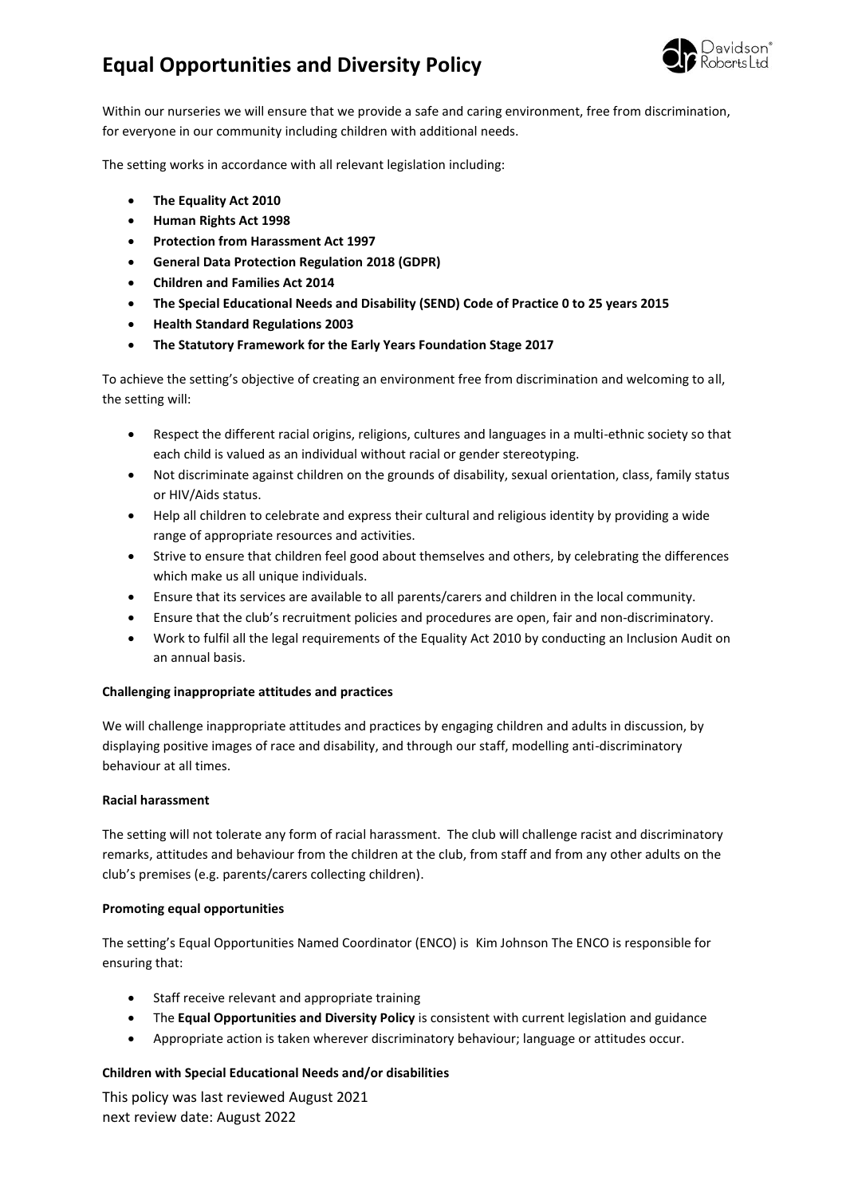# Equal Opportunities and Diversity Policy

Within our nurseries we will ensure that we provide a safe and caring environment, free from discrimination, for everyone in our community including children with additional needs.

The setting works in accordance with all relevant legislation including:

- **The Equality Act 2010**
- **Human Rights Act 1998**
- **Protection from Harassment Act 1997**
- **General Data Protection Regulation 2018 (GDPR)**
- **Children and Families Act 2014**
- **The Special Educational Needs and Disability (SEND) Code of Practice 0 to 25 years 2015**
- **Health Standard Regulations 2003**
- **The Statutory Framework for the Early Years Foundation Stage 2017**

To achieve the setting's objective of creating an environment free from discrimination and welcoming to all, the setting will:

- Respect the different racial origins, religions, cultures and languages in a multi-ethnic society so that each child is valued as an individual without racial or gender stereotyping.
- Not discriminate against children on the grounds of disability, sexual orientation, class, family status or HIV/Aids status.
- Help all children to celebrate and express their cultural and religious identity by providing a wide range of appropriate resources and activities.
- Strive to ensure that children feel good about themselves and others, by celebrating the differences which make us all unique individuals.
- Ensure that its services are available to all parents/carers and children in the local community.
- Ensure that the club's recruitment policies and procedures are open, fair and non-discriminatory.
- Work to fulfil all the legal requirements of the Equality Act 2010 by conducting an Inclusion Audit on an annual basis.

**Challenging inappropriate attitudes and practices**

We will challenge inappropriate attitudes and practices by engaging children and adults in discussion, by displaying positive images of race and disability, and through our staff, modelling anti-discriminatory behaviour at all times.

**Racial harassment**

The setting will not tolerate any form of racial harassment. The club will challenge racist and discriminatory remarks, attitudes and behaviour from the children at the club, from staff and from any other adults on the club's premises (e.g. parents/carers collecting children).

**Promoting equal opportunities**

The setting's Equal Opportunities Named Coordinator (ENCO) is Kim Johnson The ENCO is responsible for ensuring that:

- Staff receive relevant and appropriate training
- The **Equal Opportunities and Diversity Policy** is consistent with current legislation and guidance
- Appropriate action is taken wherever discriminatory behaviour; language or attitudes occur.

**Children with Special Educational Needs and/or disabilities**

This policy was last reviewed August 2021
next review date: August 2022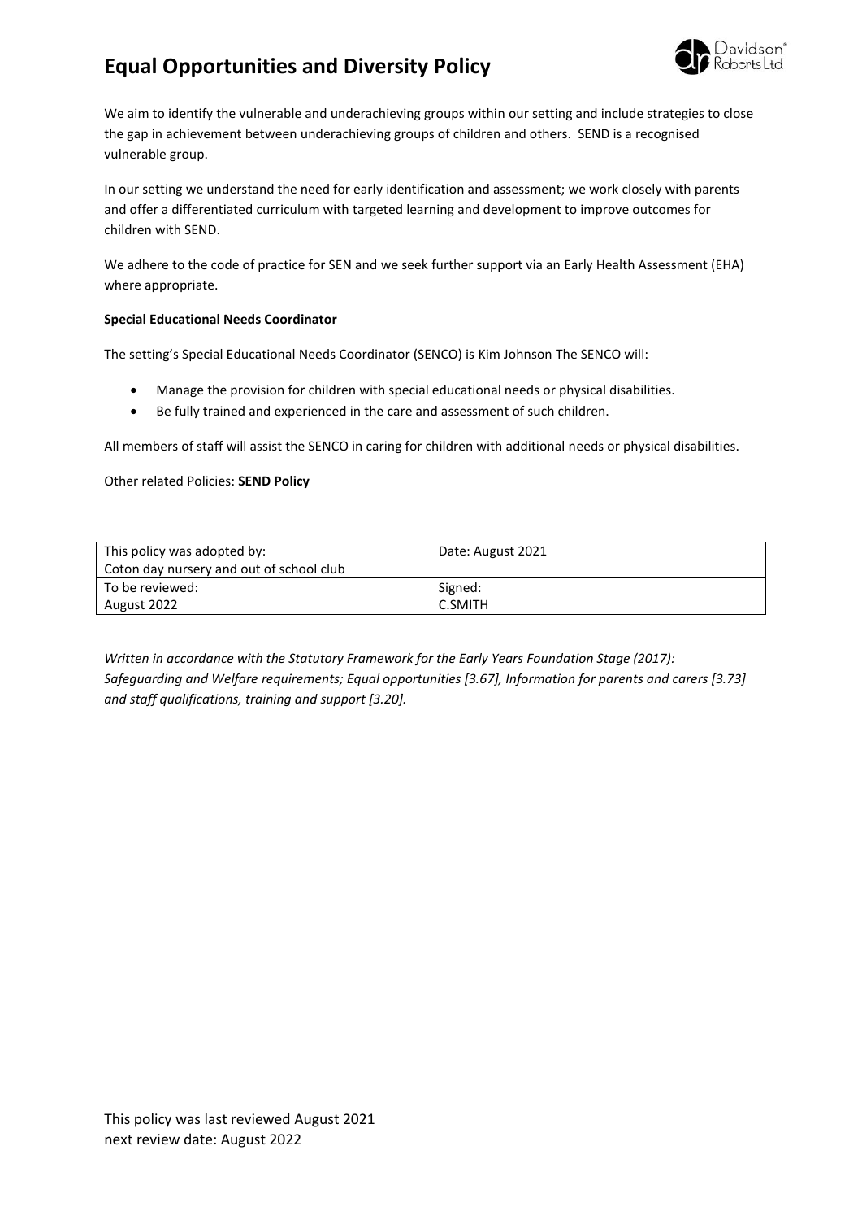# Equal Opportunities and Diversity Policy

We aim to identify the vulnerable and underachieving groups within our setting and include strategies to close the gap in achievement between underachieving groups of children and others. SEND is a recognised vulnerable group.

In our setting we understand the need for early identification and assessment; we work closely with parents and offer a differentiated curriculum with targeted learning and development to improve outcomes for children with SEND.

We adhere to the code of practice for SEN and we seek further support via an Early Health Assessment (EHA) where appropriate.

**Special Educational Needs Coordinator**

The setting's Special Educational Needs Coordinator (SENCO) is Kim Johnson The SENCO will:

- Manage the provision for children with special educational needs or physical disabilities.
- Be fully trained and experienced in the care and assessment of such children.

All members of staff will assist the SENCO in caring for children with additional needs or physical disabilities.

Other related Policies: **SEND Policy**

| | |
|---|---|
| This policy was adopted by:<br>Coton day nursery and out of school club | Date: August 2021 |
| To be reviewed:<br>August 2022 | Signed:<br>C.SMITH |

*Written in accordance with the Statutory Framework for the Early Years Foundation Stage (2017): Safeguarding and Welfare requirements; Equal opportunities [3.67], Information for parents and carers [3.73] and staff qualifications, training and support [3.20].*

This policy was last reviewed August 2021
next review date: August 2022